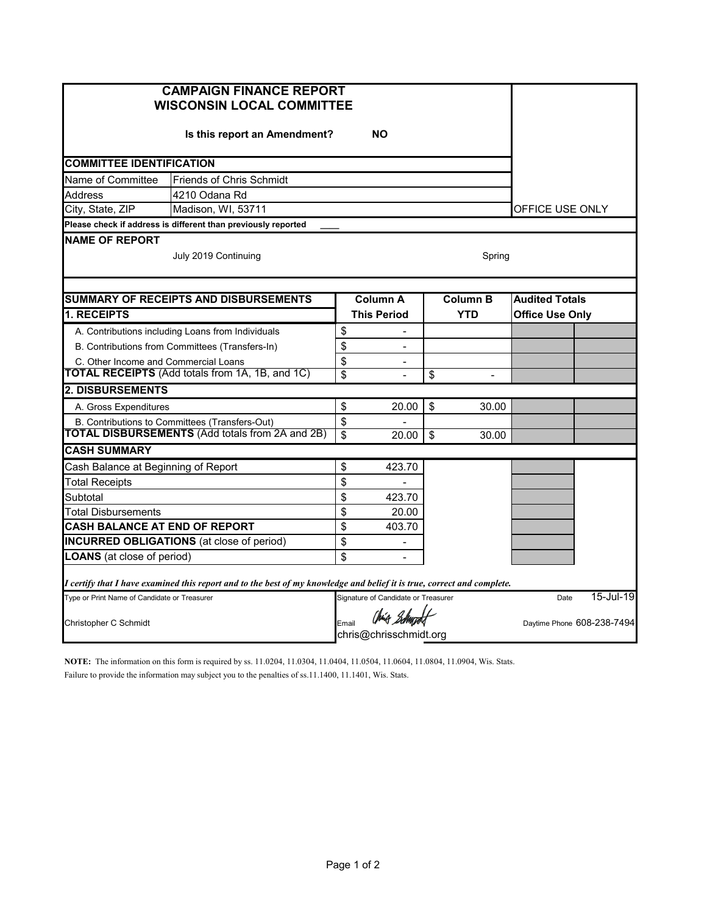# CAMPAIGN FINANCE REPORT
## WISCONSIN LOCAL COMMITTEE

**Is this report an Amendment?** **NO**

OFFICE USE ONLY

### COMMITTEE IDENTIFICATION

| | |
|---|---|
| Name of Committee | Friends of Chris Schmidt |
| Address | 4210 Odana Rd |
| City, State, ZIP | Madison, WI, 53711 |

**Please check if address is different than previously reported** ____

### NAME OF REPORT

July 2019 Continuing — Spring

| SUMMARY OF RECEIPTS AND DISBURSEMENTS | Column A | Column B | Audited Totals | |
|---|---|---|---|---|
| **1. RECEIPTS** | **This Period** | **YTD** | **Office Use Only** | |
| A. Contributions including Loans from Individuals | $ - | | | |
| B. Contributions from Committees (Transfers-In) | $ - | | | |
| C. Other Income and Commercial Loans | $ - | | | |
| **TOTAL RECEIPTS** (Add totals from 1A, 1B, and 1C) | $ - | $ - | | |
| **2. DISBURSEMENTS** | | | | |
| A. Gross Expenditures | $ 20.00 | $ 30.00 | | |
| B. Contributions to Committees (Transfers-Out) | $ - | | | |
| **TOTAL DISBURSEMENTS** (Add totals from 2A and 2B) | $ 20.00 | $ 30.00 | | |

### CASH SUMMARY

| | |
|---|---|
| Cash Balance at Beginning of Report | $ 423.70 |
| Total Receipts | $ - |
| Subtotal | $ 423.70 |
| Total Disbursements | $ 20.00 |
| **CASH BALANCE AT END OF REPORT** | $ 403.70 |
| **INCURRED OBLIGATIONS** (at close of period) | $ - |
| **LOANS** (at close of period) | $ - |

***I certify that I have examined this report and to the best of my knowledge and belief it is true, correct and complete.***

| Type or Print Name of Candidate or Treasurer | Signature of Candidate or Treasurer | Date |
|---|---|---|
| Christopher C Schmidt | Email: chris@chrisschmidt.org | 15-Jul-19 |
| | | Daytime Phone 608-238-7494 |

**NOTE:** The information on this form is required by ss. 11.0204, 11.0304, 11.0404, 11.0504, 11.0604, 11.0804, 11.0904, Wis. Stats. Failure to provide the information may subject you to the penalties of ss.11.1400, 11.1401, Wis. Stats.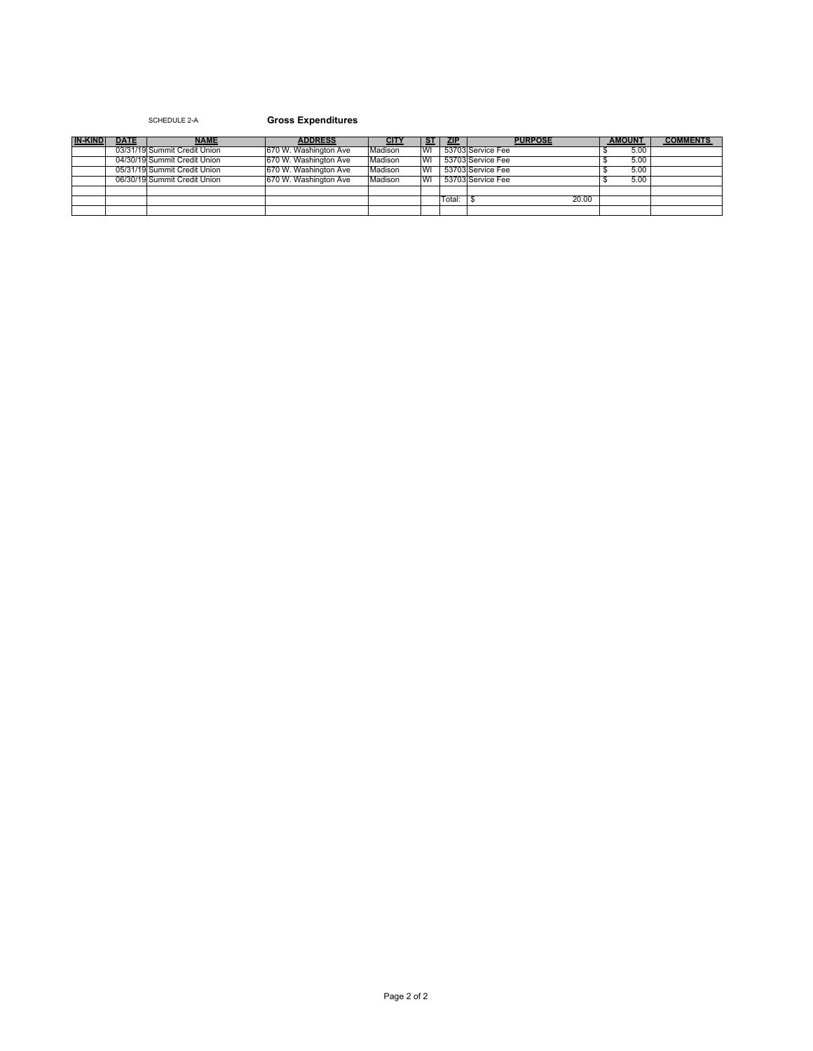SCHEDULE 2-A

**Gross Expenditures**

| IN-KIND | DATE | NAME | ADDRESS | CITY | ST | ZIP | PURPOSE | AMOUNT | COMMENTS |
|---|---|---|---|---|---|---|---|---|---|
| | 03/31/19 | Summit Credit Union | 670 W. Washington Ave | Madison | WI | 53703 | Service Fee | $ 5.00 | |
| | 04/30/19 | Summit Credit Union | 670 W. Washington Ave | Madison | WI | 53703 | Service Fee | $ 5.00 | |
| | 05/31/19 | Summit Credit Union | 670 W. Washington Ave | Madison | WI | 53703 | Service Fee | $ 5.00 | |
| | 06/30/19 | Summit Credit Union | 670 W. Washington Ave | Madison | WI | 53703 | Service Fee | $ 5.00 | |
| | | | | | | | | | |
| | | | | | | Total: | $ 20.00 | | |
| | | | | | | | | | |